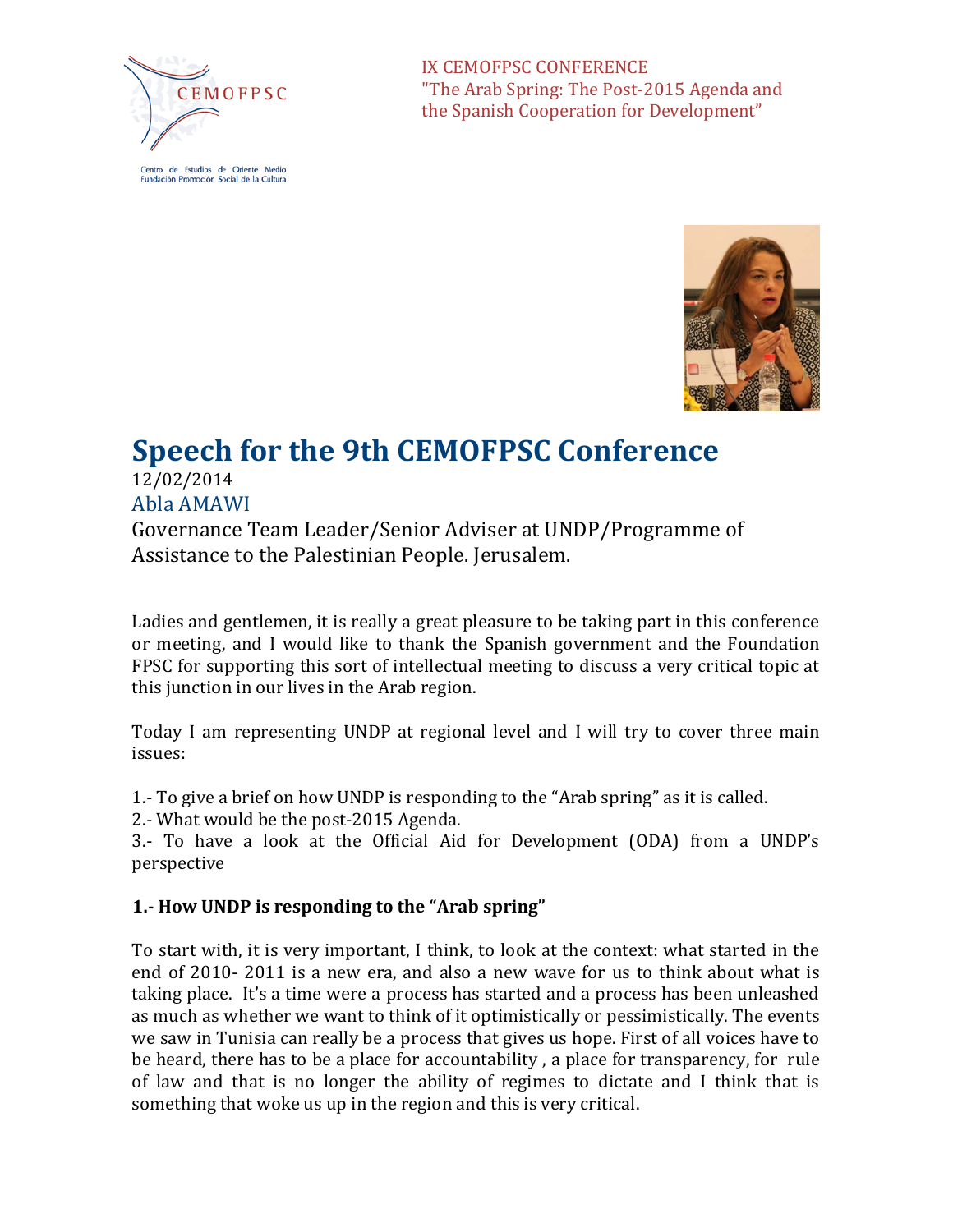IX CEMOFPSC CONFERENCE
"The Arab Spring: The Post-2015 Agenda and the Spanish Cooperation for Development"

# Speech for the 9th CEMOFPSC Conference

12/02/2014

Abla AMAWI

Governance Team Leader/Senior Adviser at UNDP/Programme of Assistance to the Palestinian People. Jerusalem.

Ladies and gentlemen, it is really a great pleasure to be taking part in this conference or meeting, and I would like to thank the Spanish government and the Foundation FPSC for supporting this sort of intellectual meeting to discuss a very critical topic at this junction in our lives in the Arab region.

Today I am representing UNDP at regional level and I will try to cover three main issues:

1.- To give a brief on how UNDP is responding to the "Arab spring" as it is called.
2.- What would be the post-2015 Agenda.
3.- To have a look at the Official Aid for Development (ODA) from a UNDP's perspective

**1.- How UNDP is responding to the "Arab spring"**

To start with, it is very important, I think, to look at the context: what started in the end of 2010- 2011 is a new era, and also a new wave for us to think about what is taking place. It's a time were a process has started and a process has been unleashed as much as whether we want to think of it optimistically or pessimistically. The events we saw in Tunisia can really be a process that gives us hope. First of all voices have to be heard, there has to be a place for accountability , a place for transparency, for rule of law and that is no longer the ability of regimes to dictate and I think that is something that woke us up in the region and this is very critical.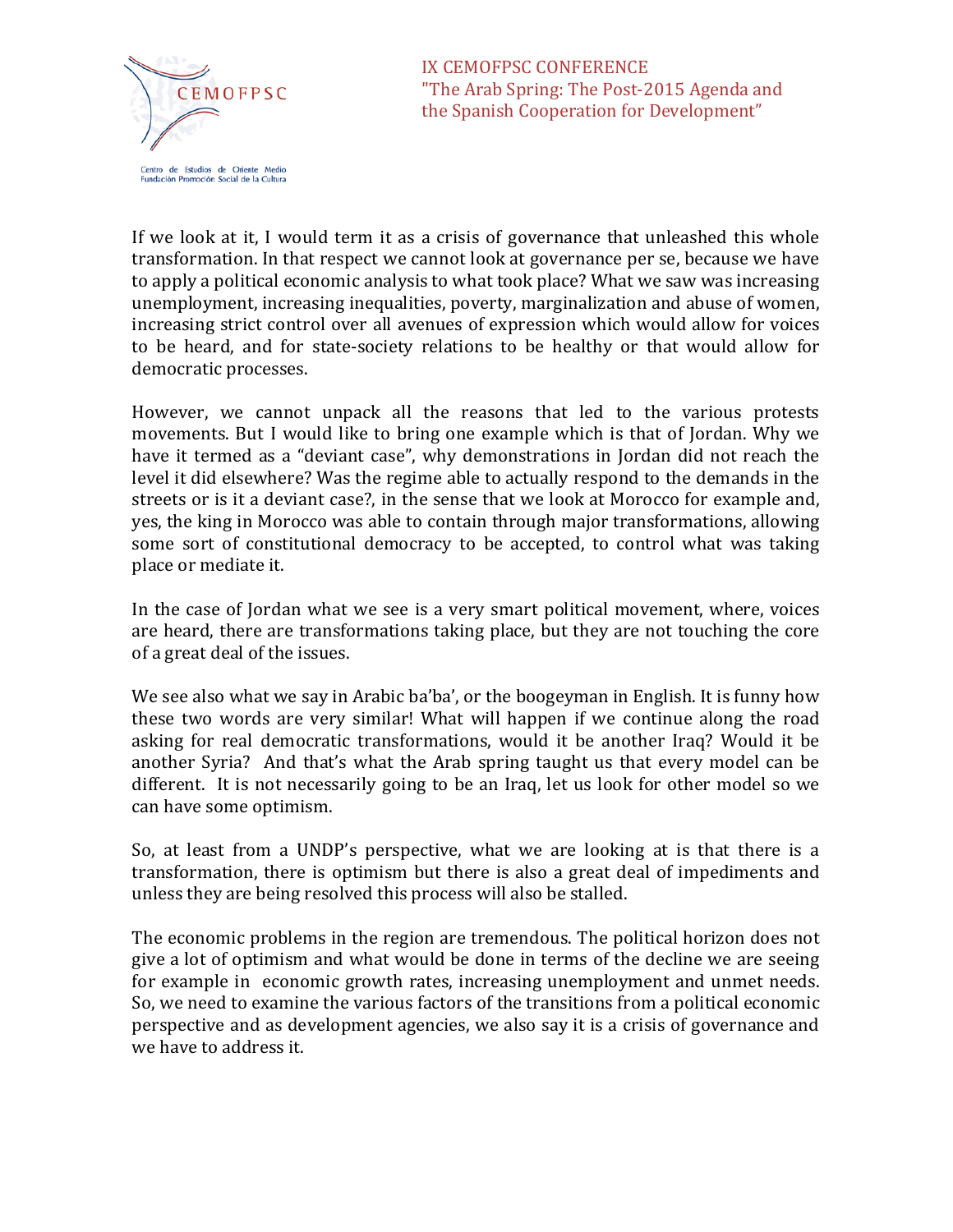If we look at it, I would term it as a crisis of governance that unleashed this whole transformation. In that respect we cannot look at governance per se, because we have to apply a political economic analysis to what took place? What we saw was increasing unemployment, increasing inequalities, poverty, marginalization and abuse of women, increasing strict control over all avenues of expression which would allow for voices to be heard, and for state-society relations to be healthy or that would allow for democratic processes.

However, we cannot unpack all the reasons that led to the various protests movements. But I would like to bring one example which is that of Jordan. Why we have it termed as a "deviant case", why demonstrations in Jordan did not reach the level it did elsewhere? Was the regime able to actually respond to the demands in the streets or is it a deviant case?, in the sense that we look at Morocco for example and, yes, the king in Morocco was able to contain through major transformations, allowing some sort of constitutional democracy to be accepted, to control what was taking place or mediate it.

In the case of Jordan what we see is a very smart political movement, where, voices are heard, there are transformations taking place, but they are not touching the core of a great deal of the issues.

We see also what we say in Arabic ba'ba', or the boogeyman in English. It is funny how these two words are very similar! What will happen if we continue along the road asking for real democratic transformations, would it be another Iraq? Would it be another Syria? And that's what the Arab spring taught us that every model can be different. It is not necessarily going to be an Iraq, let us look for other model so we can have some optimism.

So, at least from a UNDP's perspective, what we are looking at is that there is a transformation, there is optimism but there is also a great deal of impediments and unless they are being resolved this process will also be stalled.

The economic problems in the region are tremendous. The political horizon does not give a lot of optimism and what would be done in terms of the decline we are seeing for example in economic growth rates, increasing unemployment and unmet needs. So, we need to examine the various factors of the transitions from a political economic perspective and as development agencies, we also say it is a crisis of governance and we have to address it.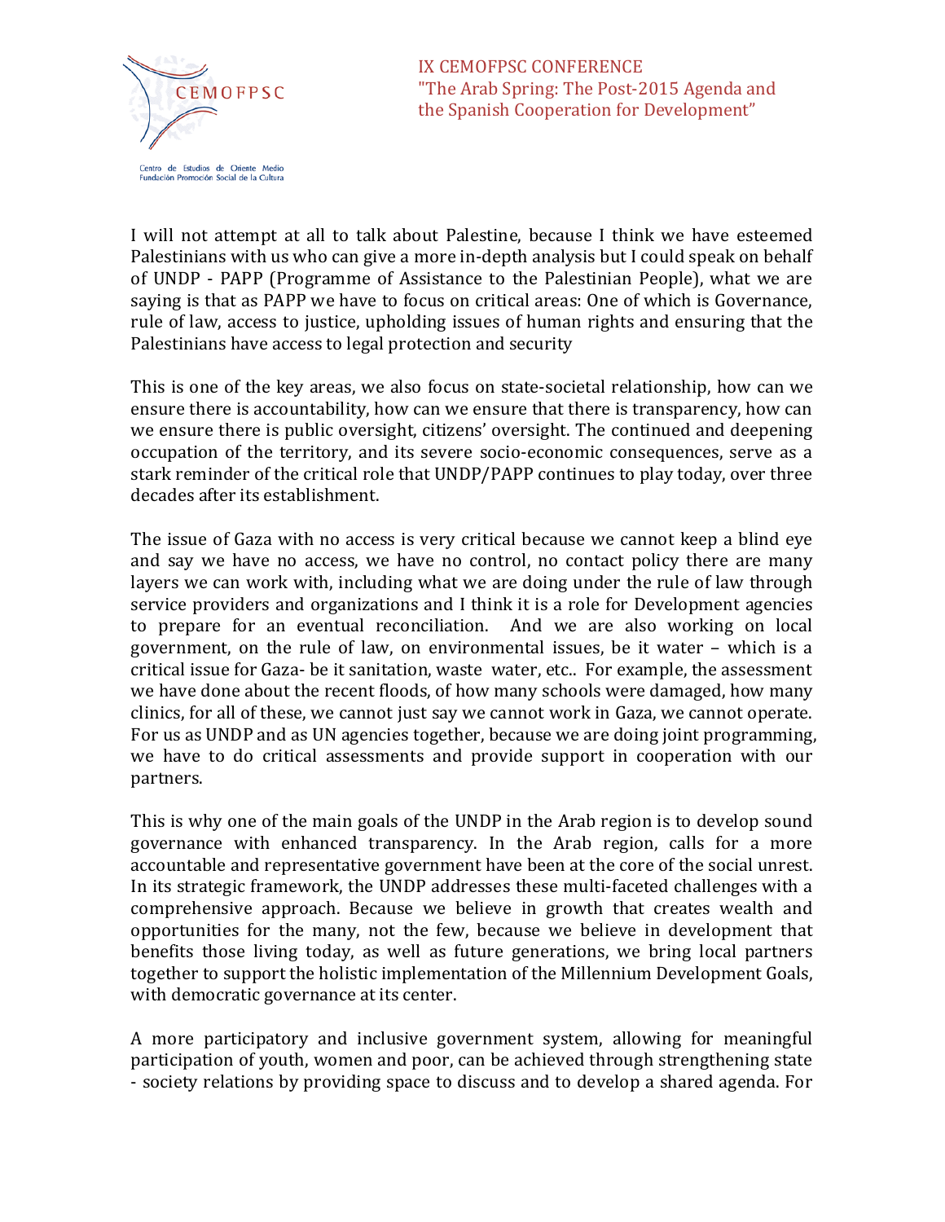I will not attempt at all to talk about Palestine, because I think we have esteemed Palestinians with us who can give a more in-depth analysis but I could speak on behalf of UNDP - PAPP (Programme of Assistance to the Palestinian People), what we are saying is that as PAPP we have to focus on critical areas: One of which is Governance, rule of law, access to justice, upholding issues of human rights and ensuring that the Palestinians have access to legal protection and security

This is one of the key areas, we also focus on state-societal relationship, how can we ensure there is accountability, how can we ensure that there is transparency, how can we ensure there is public oversight, citizens' oversight. The continued and deepening occupation of the territory, and its severe socio-economic consequences, serve as a stark reminder of the critical role that UNDP/PAPP continues to play today, over three decades after its establishment.

The issue of Gaza with no access is very critical because we cannot keep a blind eye and say we have no access, we have no control, no contact policy there are many layers we can work with, including what we are doing under the rule of law through service providers and organizations and I think it is a role for Development agencies to prepare for an eventual reconciliation. And we are also working on local government, on the rule of law, on environmental issues, be it water – which is a critical issue for Gaza- be it sanitation, waste water, etc.. For example, the assessment we have done about the recent floods, of how many schools were damaged, how many clinics, for all of these, we cannot just say we cannot work in Gaza, we cannot operate. For us as UNDP and as UN agencies together, because we are doing joint programming, we have to do critical assessments and provide support in cooperation with our partners.

This is why one of the main goals of the UNDP in the Arab region is to develop sound governance with enhanced transparency. In the Arab region, calls for a more accountable and representative government have been at the core of the social unrest. In its strategic framework, the UNDP addresses these multi-faceted challenges with a comprehensive approach. Because we believe in growth that creates wealth and opportunities for the many, not the few, because we believe in development that benefits those living today, as well as future generations, we bring local partners together to support the holistic implementation of the Millennium Development Goals, with democratic governance at its center.

A more participatory and inclusive government system, allowing for meaningful participation of youth, women and poor, can be achieved through strengthening state - society relations by providing space to discuss and to develop a shared agenda. For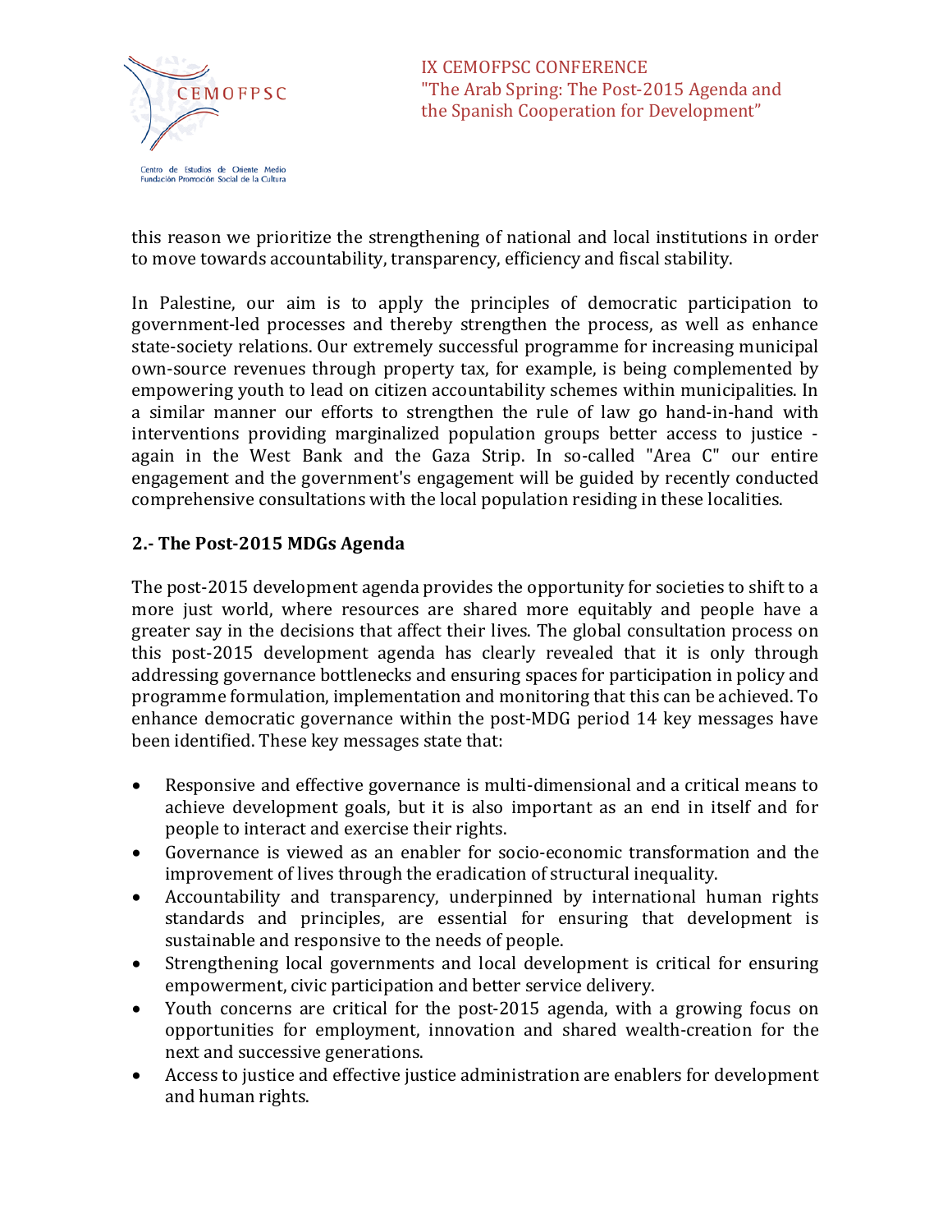this reason we prioritize the strengthening of national and local institutions in order to move towards accountability, transparency, efficiency and fiscal stability.

In Palestine, our aim is to apply the principles of democratic participation to government-led processes and thereby strengthen the process, as well as enhance state-society relations. Our extremely successful programme for increasing municipal own-source revenues through property tax, for example, is being complemented by empowering youth to lead on citizen accountability schemes within municipalities. In a similar manner our efforts to strengthen the rule of law go hand-in-hand with interventions providing marginalized population groups better access to justice - again in the West Bank and the Gaza Strip. In so-called "Area C" our entire engagement and the government's engagement will be guided by recently conducted comprehensive consultations with the local population residing in these localities.

## 2.- The Post-2015 MDGs Agenda

The post-2015 development agenda provides the opportunity for societies to shift to a more just world, where resources are shared more equitably and people have a greater say in the decisions that affect their lives. The global consultation process on this post-2015 development agenda has clearly revealed that it is only through addressing governance bottlenecks and ensuring spaces for participation in policy and programme formulation, implementation and monitoring that this can be achieved. To enhance democratic governance within the post-MDG period 14 key messages have been identified. These key messages state that:

- Responsive and effective governance is multi-dimensional and a critical means to achieve development goals, but it is also important as an end in itself and for people to interact and exercise their rights.
- Governance is viewed as an enabler for socio-economic transformation and the improvement of lives through the eradication of structural inequality.
- Accountability and transparency, underpinned by international human rights standards and principles, are essential for ensuring that development is sustainable and responsive to the needs of people.
- Strengthening local governments and local development is critical for ensuring empowerment, civic participation and better service delivery.
- Youth concerns are critical for the post-2015 agenda, with a growing focus on opportunities for employment, innovation and shared wealth-creation for the next and successive generations.
- Access to justice and effective justice administration are enablers for development and human rights.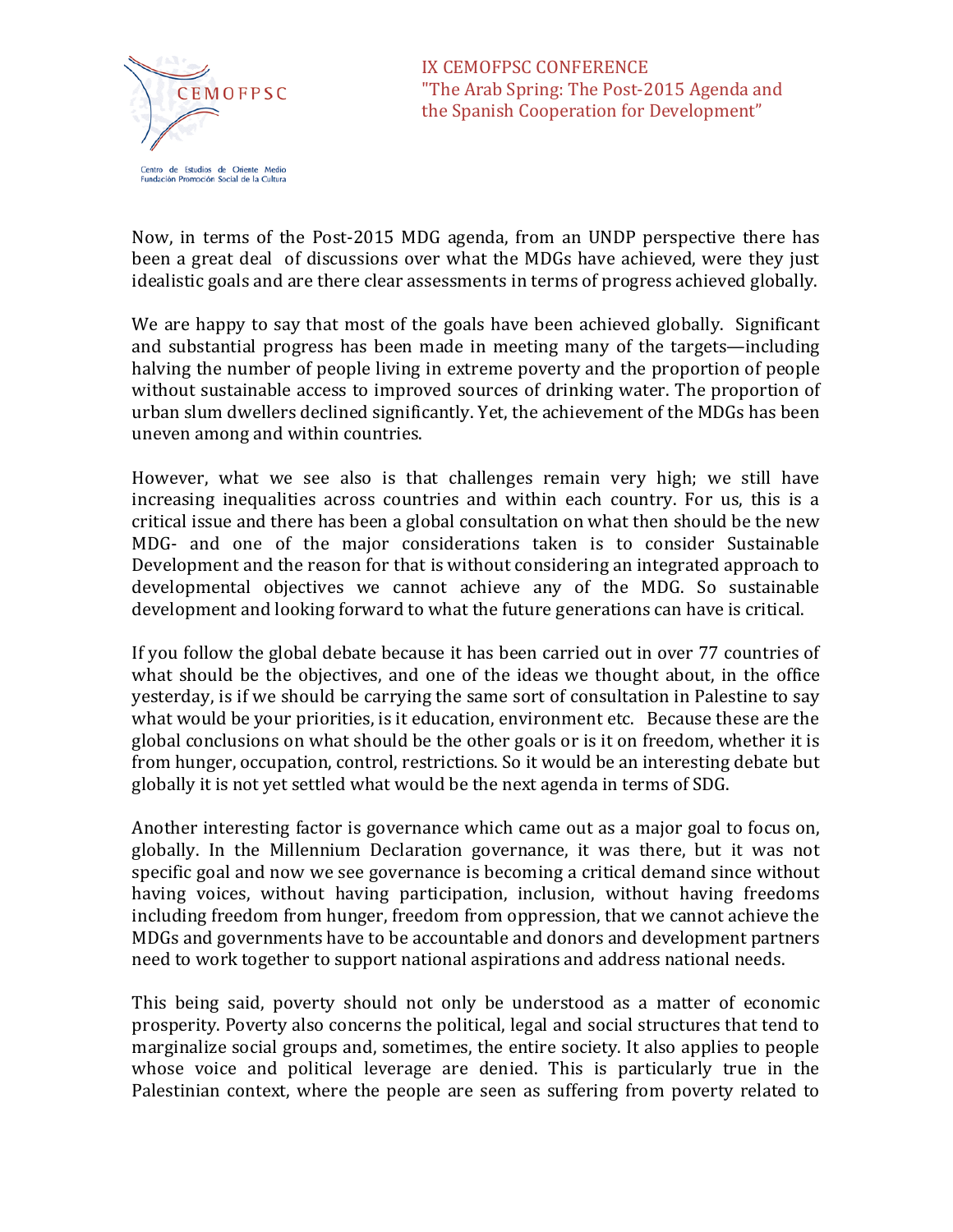Now, in terms of the Post-2015 MDG agenda, from an UNDP perspective there has been a great deal of discussions over what the MDGs have achieved, were they just idealistic goals and are there clear assessments in terms of progress achieved globally.

We are happy to say that most of the goals have been achieved globally. Significant and substantial progress has been made in meeting many of the targets—including halving the number of people living in extreme poverty and the proportion of people without sustainable access to improved sources of drinking water. The proportion of urban slum dwellers declined significantly. Yet, the achievement of the MDGs has been uneven among and within countries.

However, what we see also is that challenges remain very high; we still have increasing inequalities across countries and within each country. For us, this is a critical issue and there has been a global consultation on what then should be the new MDG- and one of the major considerations taken is to consider Sustainable Development and the reason for that is without considering an integrated approach to developmental objectives we cannot achieve any of the MDG. So sustainable development and looking forward to what the future generations can have is critical.

If you follow the global debate because it has been carried out in over 77 countries of what should be the objectives, and one of the ideas we thought about, in the office yesterday, is if we should be carrying the same sort of consultation in Palestine to say what would be your priorities, is it education, environment etc. Because these are the global conclusions on what should be the other goals or is it on freedom, whether it is from hunger, occupation, control, restrictions. So it would be an interesting debate but globally it is not yet settled what would be the next agenda in terms of SDG.

Another interesting factor is governance which came out as a major goal to focus on, globally. In the Millennium Declaration governance, it was there, but it was not specific goal and now we see governance is becoming a critical demand since without having voices, without having participation, inclusion, without having freedoms including freedom from hunger, freedom from oppression, that we cannot achieve the MDGs and governments have to be accountable and donors and development partners need to work together to support national aspirations and address national needs.

This being said, poverty should not only be understood as a matter of economic prosperity. Poverty also concerns the political, legal and social structures that tend to marginalize social groups and, sometimes, the entire society. It also applies to people whose voice and political leverage are denied. This is particularly true in the Palestinian context, where the people are seen as suffering from poverty related to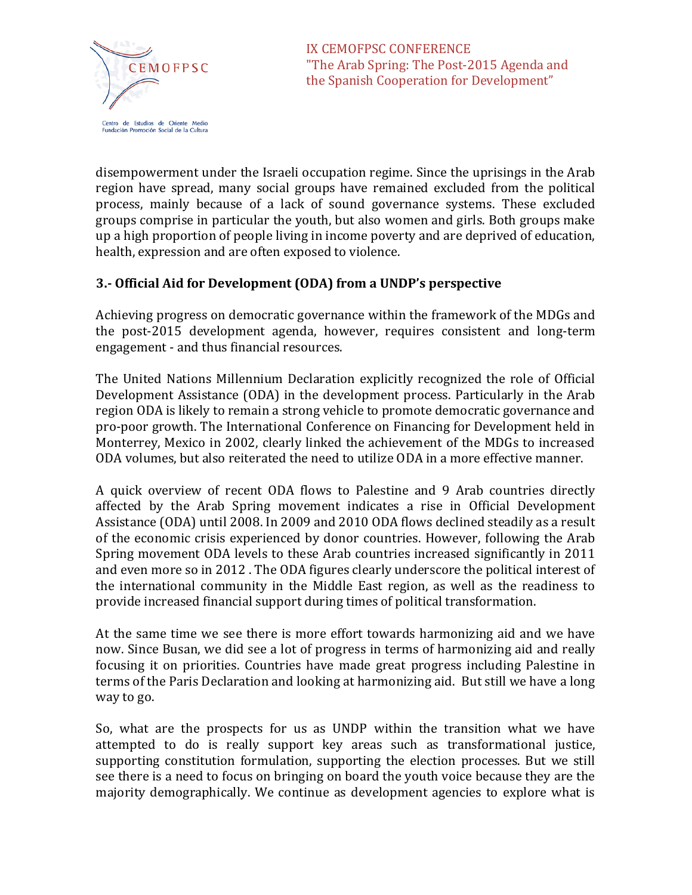disempowerment under the Israeli occupation regime. Since the uprisings in the Arab region have spread, many social groups have remained excluded from the political process, mainly because of a lack of sound governance systems. These excluded groups comprise in particular the youth, but also women and girls. Both groups make up a high proportion of people living in income poverty and are deprived of education, health, expression and are often exposed to violence.

### 3.- Official Aid for Development (ODA) from a UNDP's perspective

Achieving progress on democratic governance within the framework of the MDGs and the post-2015 development agenda, however, requires consistent and long-term engagement - and thus financial resources.

The United Nations Millennium Declaration explicitly recognized the role of Official Development Assistance (ODA) in the development process. Particularly in the Arab region ODA is likely to remain a strong vehicle to promote democratic governance and pro-poor growth. The International Conference on Financing for Development held in Monterrey, Mexico in 2002, clearly linked the achievement of the MDGs to increased ODA volumes, but also reiterated the need to utilize ODA in a more effective manner.

A quick overview of recent ODA flows to Palestine and 9 Arab countries directly affected by the Arab Spring movement indicates a rise in Official Development Assistance (ODA) until 2008. In 2009 and 2010 ODA flows declined steadily as a result of the economic crisis experienced by donor countries. However, following the Arab Spring movement ODA levels to these Arab countries increased significantly in 2011 and even more so in 2012 . The ODA figures clearly underscore the political interest of the international community in the Middle East region, as well as the readiness to provide increased financial support during times of political transformation.

At the same time we see there is more effort towards harmonizing aid and we have now. Since Busan, we did see a lot of progress in terms of harmonizing aid and really focusing it on priorities. Countries have made great progress including Palestine in terms of the Paris Declaration and looking at harmonizing aid. But still we have a long way to go.

So, what are the prospects for us as UNDP within the transition what we have attempted to do is really support key areas such as transformational justice, supporting constitution formulation, supporting the election processes. But we still see there is a need to focus on bringing on board the youth voice because they are the majority demographically. We continue as development agencies to explore what is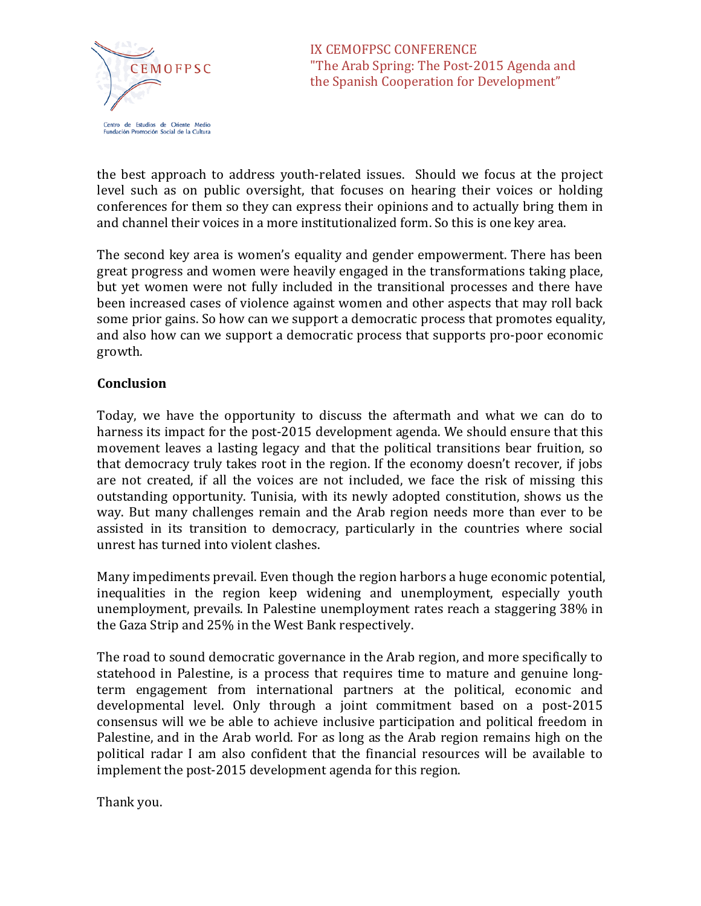the best approach to address youth-related issues. Should we focus at the project level such as on public oversight, that focuses on hearing their voices or holding conferences for them so they can express their opinions and to actually bring them in and channel their voices in a more institutionalized form. So this is one key area.

The second key area is women's equality and gender empowerment. There has been great progress and women were heavily engaged in the transformations taking place, but yet women were not fully included in the transitional processes and there have been increased cases of violence against women and other aspects that may roll back some prior gains. So how can we support a democratic process that promotes equality, and also how can we support a democratic process that supports pro-poor economic growth.

**Conclusion**

Today, we have the opportunity to discuss the aftermath and what we can do to harness its impact for the post-2015 development agenda. We should ensure that this movement leaves a lasting legacy and that the political transitions bear fruition, so that democracy truly takes root in the region. If the economy doesn't recover, if jobs are not created, if all the voices are not included, we face the risk of missing this outstanding opportunity. Tunisia, with its newly adopted constitution, shows us the way. But many challenges remain and the Arab region needs more than ever to be assisted in its transition to democracy, particularly in the countries where social unrest has turned into violent clashes.

Many impediments prevail. Even though the region harbors a huge economic potential, inequalities in the region keep widening and unemployment, especially youth unemployment, prevails. In Palestine unemployment rates reach a staggering 38% in the Gaza Strip and 25% in the West Bank respectively.

The road to sound democratic governance in the Arab region, and more specifically to statehood in Palestine, is a process that requires time to mature and genuine long-term engagement from international partners at the political, economic and developmental level. Only through a joint commitment based on a post-2015 consensus will we be able to achieve inclusive participation and political freedom in Palestine, and in the Arab world. For as long as the Arab region remains high on the political radar I am also confident that the financial resources will be available to implement the post-2015 development agenda for this region.

Thank you.